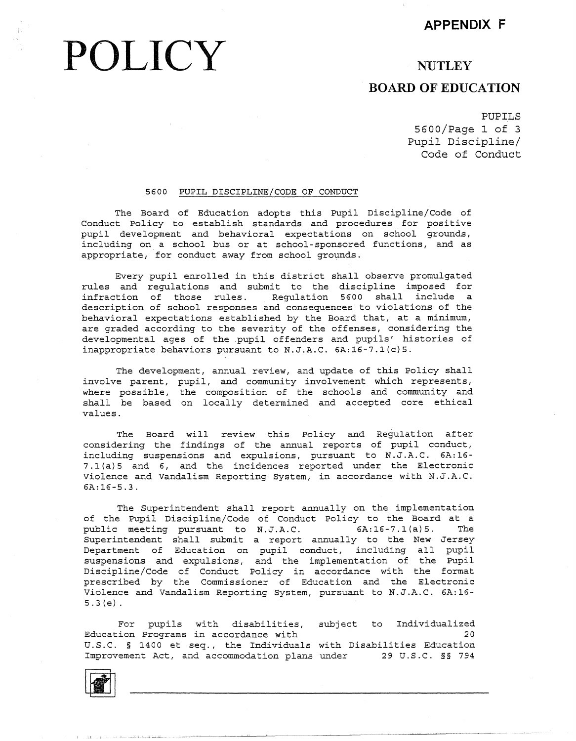APPENDIX F

# POLICY

NUTLEY

BOARD OF EDUCATION

PUPILS
5600/Page 1 of 3
Pupil Discipline/
Code of Conduct

## 5600 PUPIL DISCIPLINE/CODE OF CONDUCT

The Board of Education adopts this Pupil Discipline/Code of Conduct Policy to establish standards and procedures for positive pupil development and behavioral expectations on school grounds, including on a school bus or at school-sponsored functions, and as appropriate, for conduct away from school grounds.

Every pupil enrolled in this district shall observe promulgated rules and regulations and submit to the discipline imposed for infraction of those rules. Regulation 5600 shall include a description of school responses and consequences to violations of the behavioral expectations established by the Board that, at a minimum, are graded according to the severity of the offenses, considering the developmental ages of the pupil offenders and pupils' histories of inappropriate behaviors pursuant to N.J.A.C. 6A:16-7.1(c)5.

The development, annual review, and update of this Policy shall involve parent, pupil, and community involvement which represents, where possible, the composition of the schools and community and shall be based on locally determined and accepted core ethical values.

The Board will review this Policy and Regulation after considering the findings of the annual reports of pupil conduct, including suspensions and expulsions, pursuant to N.J.A.C. 6A:16-7.1(a)5 and 6, and the incidences reported under the Electronic Violence and Vandalism Reporting System, in accordance with N.J.A.C. 6A:16-5.3.

The Superintendent shall report annually on the implementation of the Pupil Discipline/Code of Conduct Policy to the Board at a public meeting pursuant to N.J.A.C. 6A:16-7.1(a)5. The Superintendent shall submit a report annually to the New Jersey Department of Education on pupil conduct, including all pupil suspensions and expulsions, and the implementation of the Pupil Discipline/Code of Conduct Policy in accordance with the format prescribed by the Commissioner of Education and the Electronic Violence and Vandalism Reporting System, pursuant to N.J.A.C. 6A:16-5.3(e).

For pupils with disabilities, subject to Individualized Education Programs in accordance with 20 U.S.C. § 1400 et seq., the Individuals with Disabilities Education Improvement Act, and accommodation plans under 29 U.S.C. §§ 794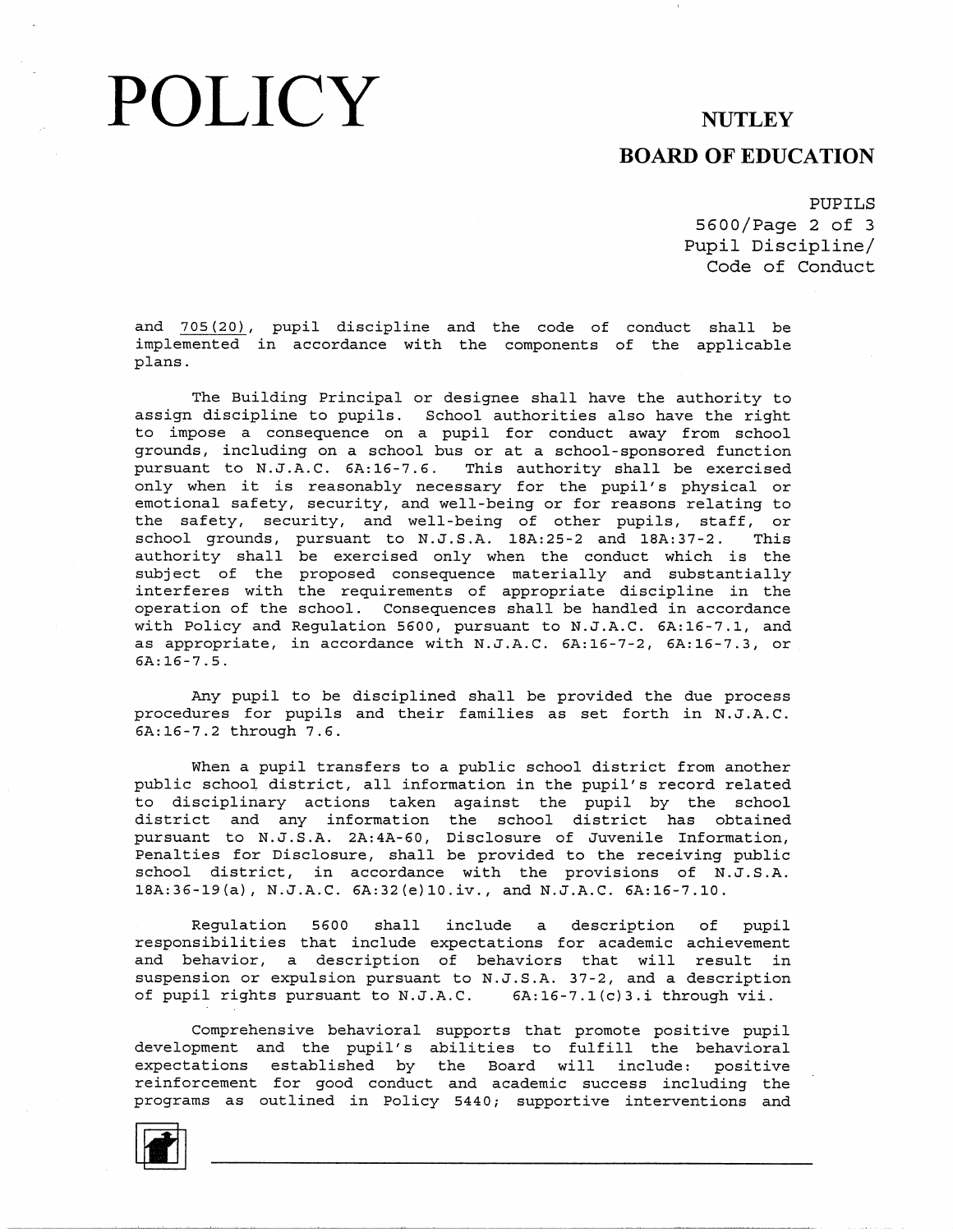and 705(20), pupil discipline and the code of conduct shall be implemented in accordance with the components of the applicable plans.

The Building Principal or designee shall have the authority to assign discipline to pupils. School authorities also have the right to impose a consequence on a pupil for conduct away from school grounds, including on a school bus or at a school-sponsored function pursuant to N.J.A.C. 6A:16-7.6. This authority shall be exercised only when it is reasonably necessary for the pupil's physical or emotional safety, security, and well-being or for reasons relating to the safety, security, and well-being of other pupils, staff, or school grounds, pursuant to N.J.S.A. 18A:25-2 and 18A:37-2. This authority shall be exercised only when the conduct which is the subject of the proposed consequence materially and substantially interferes with the requirements of appropriate discipline in the operation of the school. Consequences shall be handled in accordance with Policy and Regulation 5600, pursuant to N.J.A.C. 6A:16-7.1, and as appropriate, in accordance with N.J.A.C. 6A:16-7-2, 6A:16-7.3, or 6A:16-7.5.

Any pupil to be disciplined shall be provided the due process procedures for pupils and their families as set forth in N.J.A.C. 6A:16-7.2 through 7.6.

When a pupil transfers to a public school district from another public school district, all information in the pupil's record related to disciplinary actions taken against the pupil by the school district and any information the school district has obtained pursuant to N.J.S.A. 2A:4A-60, Disclosure of Juvenile Information, Penalties for Disclosure, shall be provided to the receiving public school district, in accordance with the provisions of N.J.S.A. 18A:36-19(a), N.J.A.C. 6A:32(e)10.iv., and N.J.A.C. 6A:16-7.10.

Regulation 5600 shall include a description of pupil responsibilities that include expectations for academic achievement and behavior, a description of behaviors that will result in suspension or expulsion pursuant to N.J.S.A. 37-2, and a description of pupil rights pursuant to N.J.A.C. 6A:16-7.1(c)3.i through vii.

Comprehensive behavioral supports that promote positive pupil development and the pupil's abilities to fulfill the behavioral expectations established by the Board will include: positive reinforcement for good conduct and academic success including the programs as outlined in Policy 5440; supportive interventions and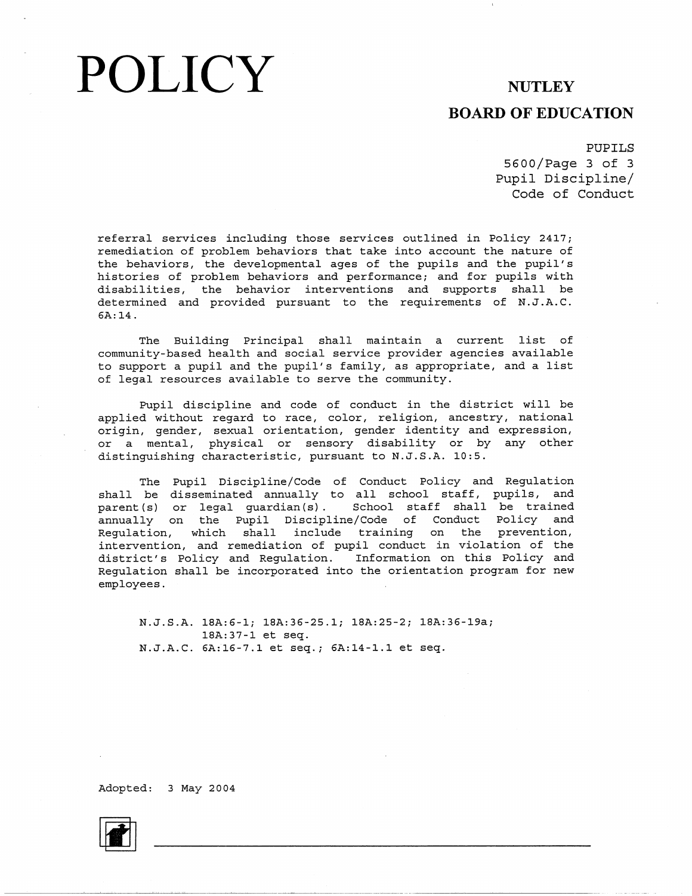referral services including those services outlined in Policy 2417; remediation of problem behaviors that take into account the nature of the behaviors, the developmental ages of the pupils and the pupil's histories of problem behaviors and performance; and for pupils with disabilities, the behavior interventions and supports shall be determined and provided pursuant to the requirements of N.J.A.C. 6A:14.

The Building Principal shall maintain a current list of community-based health and social service provider agencies available to support a pupil and the pupil's family, as appropriate, and a list of legal resources available to serve the community.

Pupil discipline and code of conduct in the district will be applied without regard to race, color, religion, ancestry, national origin, gender, sexual orientation, gender identity and expression, or a mental, physical or sensory disability or by any other distinguishing characteristic, pursuant to N.J.S.A. 10:5.

The Pupil Discipline/Code of Conduct Policy and Regulation shall be disseminated annually to all school staff, pupils, and parent(s) or legal guardian(s). School staff shall be trained annually on the Pupil Discipline/Code of Conduct Policy and Regulation, which shall include training on the prevention, intervention, and remediation of pupil conduct in violation of the district's Policy and Regulation. Information on this Policy and Regulation shall be incorporated into the orientation program for new employees.

N.J.S.A. 18A:6-1; 18A:36-25.1; 18A:25-2; 18A:36-19a; 18A:37-1 et seq.
N.J.A.C. 6A:16-7.1 et seq.; 6A:14-1.1 et seq.

Adopted: 3 May 2004